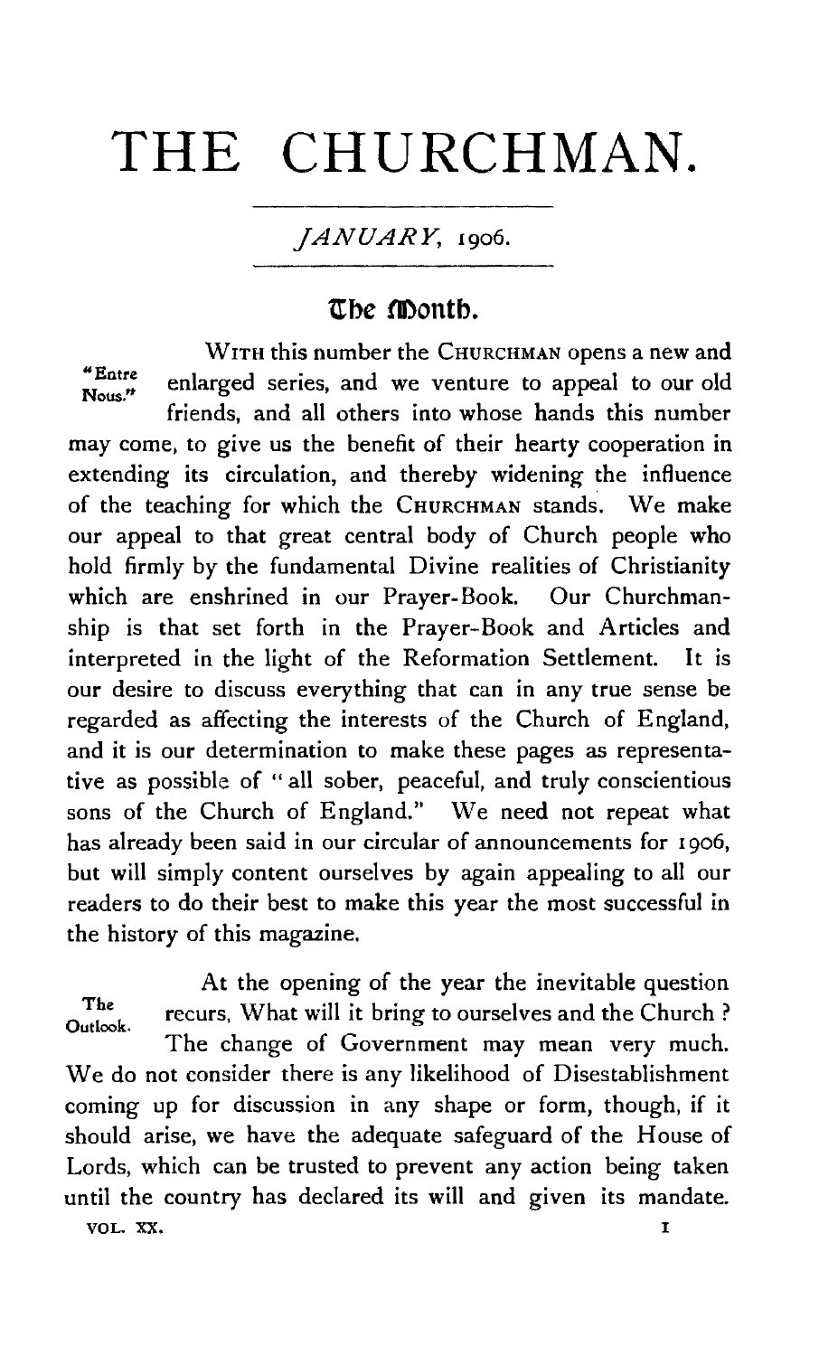# THE CHURCHMAN.

*JANUARY*, 1906.

## The Month.

**"Entre Nous."**

WITH this number the CHURCHMAN opens a new and enlarged series, and we venture to appeal to our old friends, and all others into whose hands this number may come, to give us the benefit of their hearty cooperation in extending its circulation, and thereby widening the influence of the teaching for which the CHURCHMAN stands. We make our appeal to that great central body of Church people who hold firmly by the fundamental Divine realities of Christianity which are enshrined in our Prayer-Book. Our Churchmanship is that set forth in the Prayer-Book and Articles and interpreted in the light of the Reformation Settlement. It is our desire to discuss everything that can in any true sense be regarded as affecting the interests of the Church of England, and it is our determination to make these pages as representative as possible of "all sober, peaceful, and truly conscientious sons of the Church of England." We need not repeat what has already been said in our circular of announcements for 1906, but will simply content ourselves by again appealing to all our readers to do their best to make this year the most successful in the history of this magazine.

**The Outlook.**

At the opening of the year the inevitable question recurs, What will it bring to ourselves and the Church? The change of Government may mean very much. We do not consider there is any likelihood of Disestablishment coming up for discussion in any shape or form, though, if it should arise, we have the adequate safeguard of the House of Lords, which can be trusted to prevent any action being taken until the country has declared its will and given its mandate.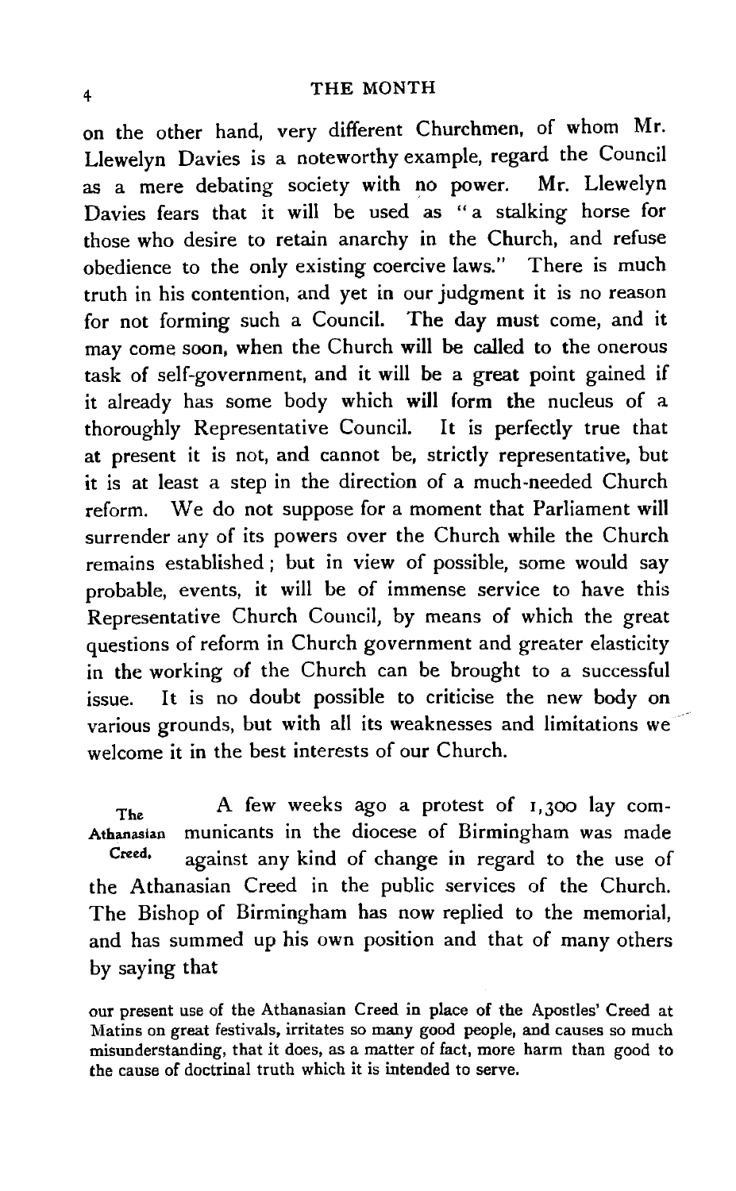on the other hand, very different Churchmen, of whom Mr. Llewelyn Davies is a noteworthy example, regard the Council as a mere debating society with no power. Mr. Llewelyn Davies fears that it will be used as "a stalking horse for those who desire to retain anarchy in the Church, and refuse obedience to the only existing coercive laws." There is much truth in his contention, and yet in our judgment it is no reason for not forming such a Council. The day must come, and it may come soon, when the Church will be called to the onerous task of self-government, and it will be a great point gained if it already has some body which will form the nucleus of a thoroughly Representative Council. It is perfectly true that at present it is not, and cannot be, strictly representative, but it is at least a step in the direction of a much-needed Church reform. We do not suppose for a moment that Parliament will surrender any of its powers over the Church while the Church remains established; but in view of possible, some would say probable, events, it will be of immense service to have this Representative Church Council, by means of which the great questions of reform in Church government and greater elasticity in the working of the Church can be brought to a successful issue. It is no doubt possible to criticise the new body on various grounds, but with all its weaknesses and limitations we welcome it in the best interests of our Church.

**The Athanasian Creed.** A few weeks ago a protest of 1,300 lay communicants in the diocese of Birmingham was made against any kind of change in regard to the use of the Athanasian Creed in the public services of the Church. The Bishop of Birmingham has now replied to the memorial, and has summed up his own position and that of many others by saying that

> our present use of the Athanasian Creed in place of the Apostles' Creed at Matins on great festivals, irritates so many good people, and causes so much misunderstanding, that it does, as a matter of fact, more harm than good to the cause of doctrinal truth which it is intended to serve.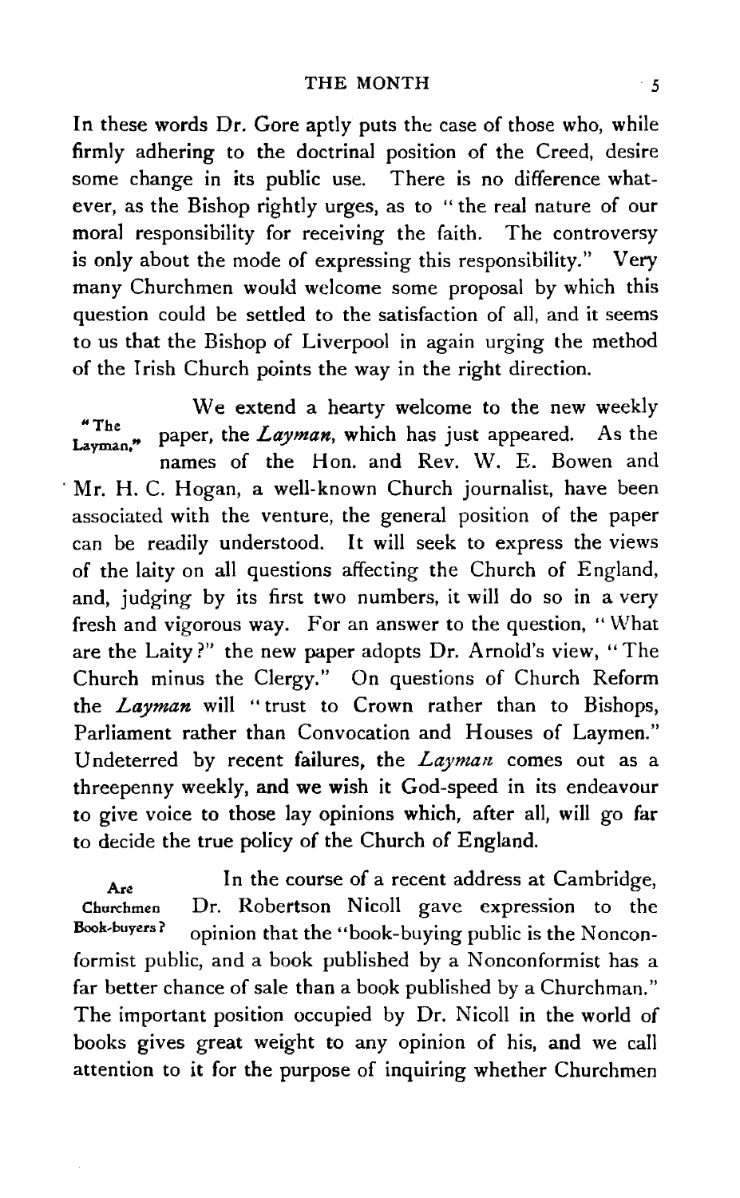In these words Dr. Gore aptly puts the case of those who, while firmly adhering to the doctrinal position of the Creed, desire some change in its public use. There is no difference whatever, as the Bishop rightly urges, as to "the real nature of our moral responsibility for receiving the faith. The controversy is only about the mode of expressing this responsibility." Very many Churchmen would welcome some proposal by which this question could be settled to the satisfaction of all, and it seems to us that the Bishop of Liverpool in again urging the method of the Irish Church points the way in the right direction.

**"The Layman."** We extend a hearty welcome to the new weekly paper, the *Layman*, which has just appeared. As the names of the Hon. and Rev. W. E. Bowen and Mr. H. C. Hogan, a well-known Church journalist, have been associated with the venture, the general position of the paper can be readily understood. It will seek to express the views of the laity on all questions affecting the Church of England, and, judging by its first two numbers, it will do so in a very fresh and vigorous way. For an answer to the question, "What are the Laity?" the new paper adopts Dr. Arnold's view, "The Church minus the Clergy." On questions of Church Reform the *Layman* will "trust to Crown rather than to Bishops, Parliament rather than Convocation and Houses of Laymen." Undeterred by recent failures, the *Layman* comes out as a threepenny weekly, and we wish it God-speed in its endeavour to give voice to those lay opinions which, after all, will go far to decide the true policy of the Church of England.

**Are Churchmen Book-buyers?** In the course of a recent address at Cambridge, Dr. Robertson Nicoll gave expression to the opinion that the "book-buying public is the Nonconformist public, and a book published by a Nonconformist has a far better chance of sale than a book published by a Churchman." The important position occupied by Dr. Nicoll in the world of books gives great weight to any opinion of his, and we call attention to it for the purpose of inquiring whether Churchmen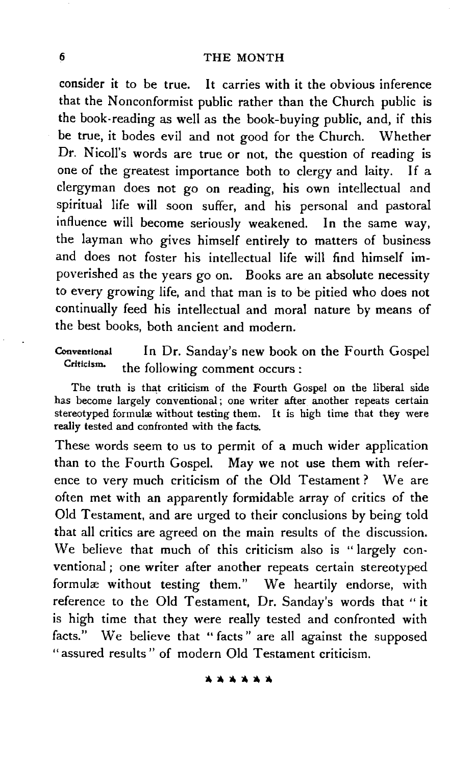consider it to be true. It carries with it the obvious inference that the Nonconformist public rather than the Church public is the book-reading as well as the book-buying public, and, if this be true, it bodes evil and not good for the Church. Whether Dr. Nicoll's words are true or not, the question of reading is one of the greatest importance both to clergy and laity. If a clergyman does not go on reading, his own intellectual and spiritual life will soon suffer, and his personal and pastoral influence will become seriously weakened. In the same way, the layman who gives himself entirely to matters of business and does not foster his intellectual life will find himself impoverished as the years go on. Books are an absolute necessity to every growing life, and that man is to be pitied who does not continually feed his intellectual and moral nature by means of the best books, both ancient and modern.

**Conventional Criticism.** In Dr. Sanday's new book on the Fourth Gospel the following comment occurs:

> The truth is that criticism of the Fourth Gospel on the liberal side has become largely conventional; one writer after another repeats certain stereotyped formulæ without testing them. It is high time that they were really tested and confronted with the facts.

These words seem to us to permit of a much wider application than to the Fourth Gospel. May we not use them with reference to very much criticism of the Old Testament? We are often met with an apparently formidable array of critics of the Old Testament, and are urged to their conclusions by being told that all critics are agreed on the main results of the discussion. We believe that much of this criticism also is "largely conventional; one writer after another repeats certain stereotyped formulæ without testing them." We heartily endorse, with reference to the Old Testament, Dr. Sanday's words that "it is high time that they were really tested and confronted with facts." We believe that "facts" are all against the supposed "assured results" of modern Old Testament criticism.